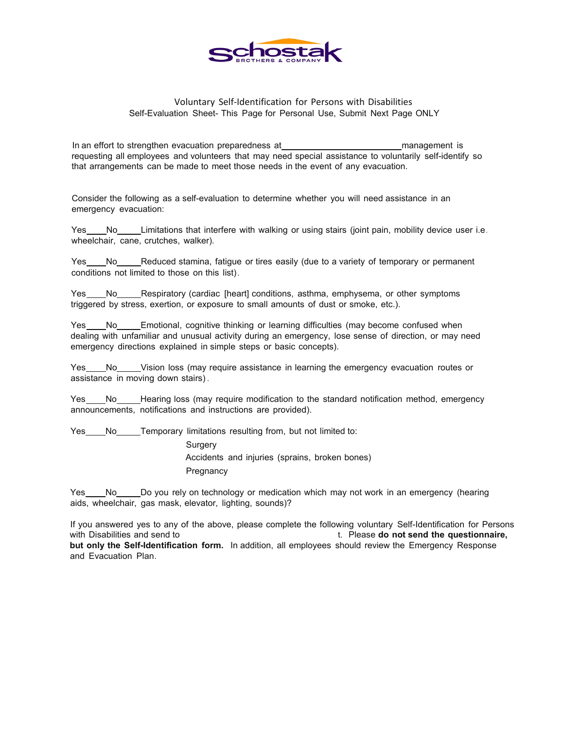Schostak Brothers & Company

Voluntary Self-Identification for Persons with Disabilities
Self-Evaluation Sheet- This Page for Personal Use, Submit Next Page ONLY

In an effort to strengthen evacuation preparedness at \_\_\_\_\_\_\_\_\_\_\_\_\_\_\_\_\_\_\_\_\_\_\_\_\_\_ management is requesting all employees and volunteers that may need special assistance to voluntarily self-identify so that arrangements can be made to meet those needs in the event of any evacuation.

Consider the following as a self-evaluation to determine whether you will need assistance in an emergency evacuation:

Yes\_\_\_\_No\_\_\_\_\_Limitations that interfere with walking or using stairs (joint pain, mobility device user i.e. wheelchair, cane, crutches, walker).

Yes\_\_\_\_No\_\_\_\_\_Reduced stamina, fatigue or tires easily (due to a variety of temporary or permanent conditions not limited to those on this list).

Yes\_\_\_\_No\_\_\_\_\_Respiratory (cardiac [heart] conditions, asthma, emphysema, or other symptoms triggered by stress, exertion, or exposure to small amounts of dust or smoke, etc.).

Yes\_\_\_\_No\_\_\_\_\_Emotional, cognitive thinking or learning difficulties (may become confused when dealing with unfamiliar and unusual activity during an emergency, lose sense of direction, or may need emergency directions explained in simple steps or basic concepts).

Yes\_\_\_\_No\_\_\_\_\_Vision loss (may require assistance in learning the emergency evacuation routes or assistance in moving down stairs).

Yes\_\_\_\_No\_\_\_\_\_Hearing loss (may require modification to the standard notification method, emergency announcements, notifications and instructions are provided).

Yes\_\_\_\_No\_\_\_\_\_Temporary limitations resulting from, but not limited to:

- Surgery
- Accidents and injuries (sprains, broken bones)
- Pregnancy

Yes\_\_\_\_No\_\_\_\_\_Do you rely on technology or medication which may not work in an emergency (hearing aids, wheelchair, gas mask, elevator, lighting, sounds)?

If you answered yes to any of the above, please complete the following voluntary Self-Identification for Persons with Disabilities and send to t. Please **do not send the questionnaire, but only the Self-Identification form.** In addition, all employees should review the Emergency Response and Evacuation Plan.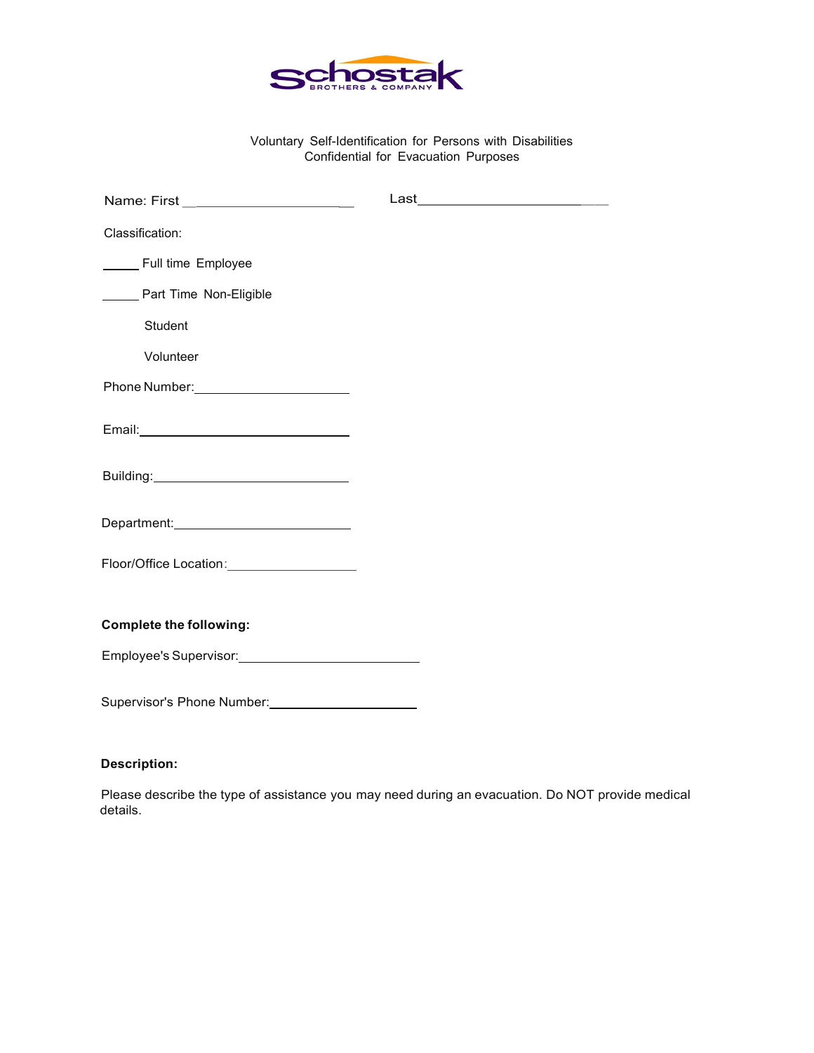Schostak BROTHERS & COMPANY

Voluntary Self-Identification for Persons with Disabilities
Confidential for Evacuation Purposes

Name: First ________________________ Last ________________________

Classification:

_____ Full time Employee

_____ Part Time Non-Eligible

Student

Volunteer

Phone Number: ____________________

Email: ____________________________

Building: __________________________

Department: _______________________

Floor/Office Location: ________________

**Complete the following:**

Employee's Supervisor: _______________________

Supervisor's Phone Number: ___________________

**Description:**

Please describe the type of assistance you may need during an evacuation. Do NOT provide medical details.